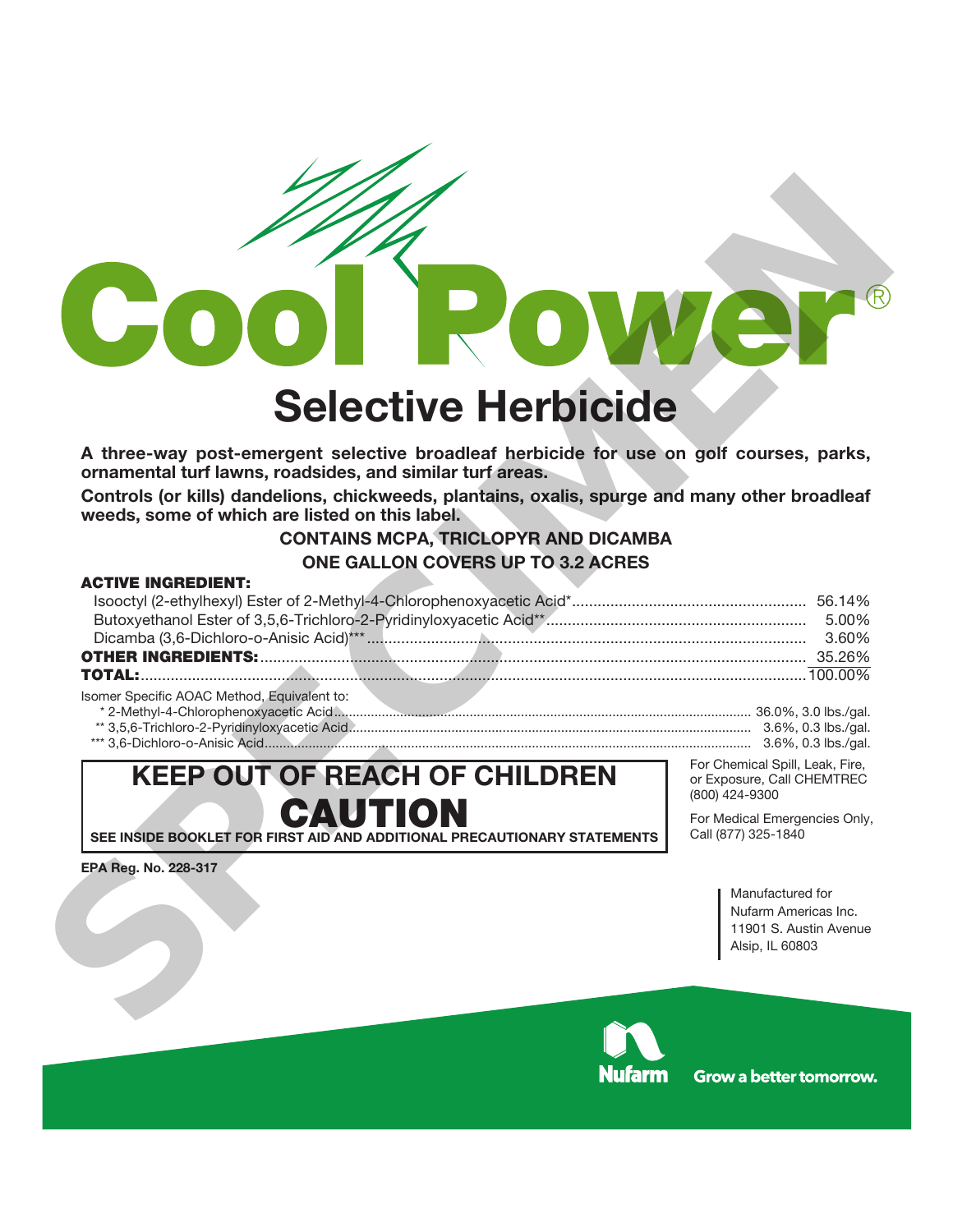# Cool Power®

## Selective Herbicide

**A three-way post-emergent selective broadleaf herbicide for use on golf courses, parks, ornamental turf lawns, roadsides, and similar turf areas.**

**Controls (or kills) dandelions, chickweeds, plantains, oxalis, spurge and many other broadleaf weeds, some of which are listed on this label.**

**CONTAINS MCPA, TRICLOPYR AND DICAMBA**

**ONE GALLON COVERS UP TO 3.2 ACRES**

| **ACTIVE INGREDIENT:** | |
|---|---|
| Isooctyl (2-ethylhexyl) Ester of 2-Methyl-4-Chlorophenoxyacetic Acid* | 56.14% |
| Butoxyethanol Ester of 3,5,6-Trichloro-2-Pyridinyloxyacetic Acid** | 5.00% |
| Dicamba (3,6-Dichloro-o-Anisic Acid)*** | 3.60% |
| **OTHER INGREDIENTS:** | 35.26% |
| **TOTAL:** | 100.00% |

Isomer Specific AOAC Method, Equivalent to:

| | |
|---|---|
| * 2-Methyl-4-Chlorophenoxyacetic Acid | 36.0%, 3.0 lbs./gal. |
| ** 3,5,6-Trichloro-2-Pyridinyloxyacetic Acid | 3.6%, 0.3 lbs./gal. |
| *** 3,6-Dichloro-o-Anisic Acid | 3.6%, 0.3 lbs./gal. |

## KEEP OUT OF REACH OF CHILDREN

## CAUTION

**SEE INSIDE BOOKLET FOR FIRST AID AND ADDITIONAL PRECAUTIONARY STATEMENTS**

For Chemical Spill, Leak, Fire, or Exposure, Call CHEMTREC (800) 424-9300

For Medical Emergencies Only, Call (877) 325-1840

**EPA Reg. No. 228-317**

Manufactured for
Nufarm Americas Inc.
11901 S. Austin Avenue
Alsip, IL 60803

Nufarm Grow a better tomorrow.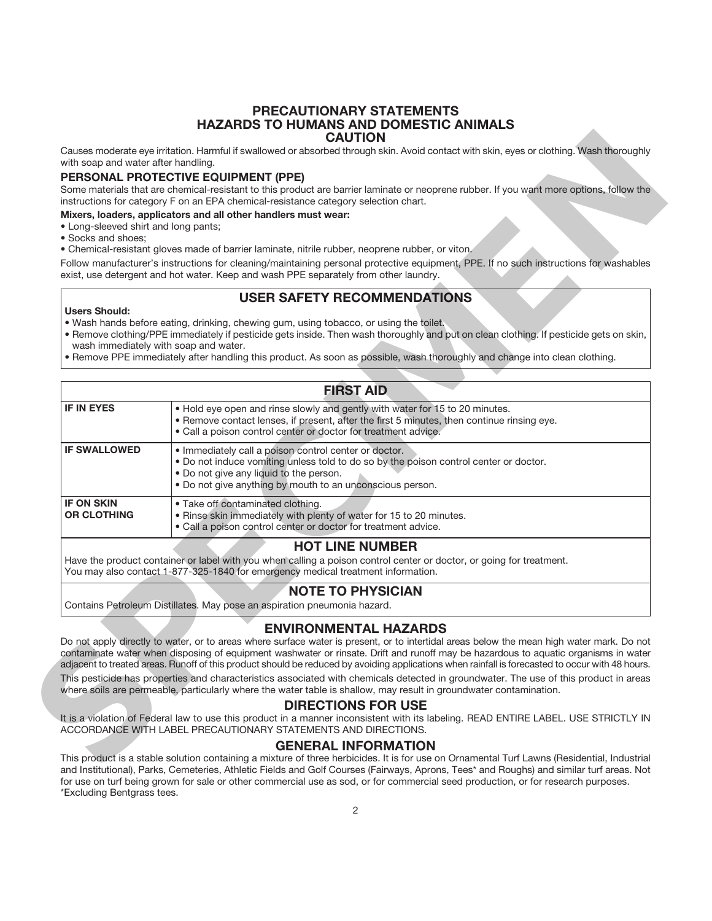# PRECAUTIONARY STATEMENTS
## HAZARDS TO HUMANS AND DOMESTIC ANIMALS
## CAUTION

Causes moderate eye irritation. Harmful if swallowed or absorbed through skin. Avoid contact with skin, eyes or clothing. Wash thoroughly with soap and water after handling.

### PERSONAL PROTECTIVE EQUIPMENT (PPE)

Some materials that are chemical-resistant to this product are barrier laminate or neoprene rubber. If you want more options, follow the instructions for category F on an EPA chemical-resistance category selection chart.

**Mixers, loaders, applicators and all other handlers must wear:**

- Long-sleeved shirt and long pants;
- Socks and shoes;
- Chemical-resistant gloves made of barrier laminate, nitrile rubber, neoprene rubber, or viton.

Follow manufacturer's instructions for cleaning/maintaining personal protective equipment, PPE. If no such instructions for washables exist, use detergent and hot water. Keep and wash PPE separately from other laundry.

## USER SAFETY RECOMMENDATIONS

**Users Should:**

- Wash hands before eating, drinking, chewing gum, using tobacco, or using the toilet.
- Remove clothing/PPE immediately if pesticide gets inside. Then wash thoroughly and put on clean clothing. If pesticide gets on skin, wash immediately with soap and water.
- Remove PPE immediately after handling this product. As soon as possible, wash thoroughly and change into clean clothing.

## FIRST AID

| | |
|---|---|
| **IF IN EYES** | • Hold eye open and rinse slowly and gently with water for 15 to 20 minutes.<br>• Remove contact lenses, if present, after the first 5 minutes, then continue rinsing eye.<br>• Call a poison control center or doctor for treatment advice. |
| **IF SWALLOWED** | • Immediately call a poison control center or doctor.<br>• Do not induce vomiting unless told to do so by the poison control center or doctor.<br>• Do not give any liquid to the person.<br>• Do not give anything by mouth to an unconscious person. |
| **IF ON SKIN OR CLOTHING** | • Take off contaminated clothing.<br>• Rinse skin immediately with plenty of water for 15 to 20 minutes.<br>• Call a poison control center or doctor for treatment advice. |

## HOT LINE NUMBER

Have the product container or label with you when calling a poison control center or doctor, or going for treatment. You may also contact 1-877-325-1840 for emergency medical treatment information.

## NOTE TO PHYSICIAN

Contains Petroleum Distillates. May pose an aspiration pneumonia hazard.

## ENVIRONMENTAL HAZARDS

Do not apply directly to water, or to areas where surface water is present, or to intertidal areas below the mean high water mark. Do not contaminate water when disposing of equipment washwater or rinsate. Drift and runoff may be hazardous to aquatic organisms in water adjacent to treated areas. Runoff of this product should be reduced by avoiding applications when rainfall is forecasted to occur with 48 hours.

This pesticide has properties and characteristics associated with chemicals detected in groundwater. The use of this product in areas where soils are permeable, particularly where the water table is shallow, may result in groundwater contamination.

## DIRECTIONS FOR USE

It is a violation of Federal law to use this product in a manner inconsistent with its labeling. READ ENTIRE LABEL. USE STRICTLY IN ACCORDANCE WITH LABEL PRECAUTIONARY STATEMENTS AND DIRECTIONS.

## GENERAL INFORMATION

This product is a stable solution containing a mixture of three herbicides. It is for use on Ornamental Turf Lawns (Residential, Industrial and Institutional), Parks, Cemeteries, Athletic Fields and Golf Courses (Fairways, Aprons, Tees* and Roughs) and similar turf areas. Not for use on turf being grown for sale or other commercial use as sod, or for commercial seed production, or for research purposes.

*Excluding Bentgrass tees.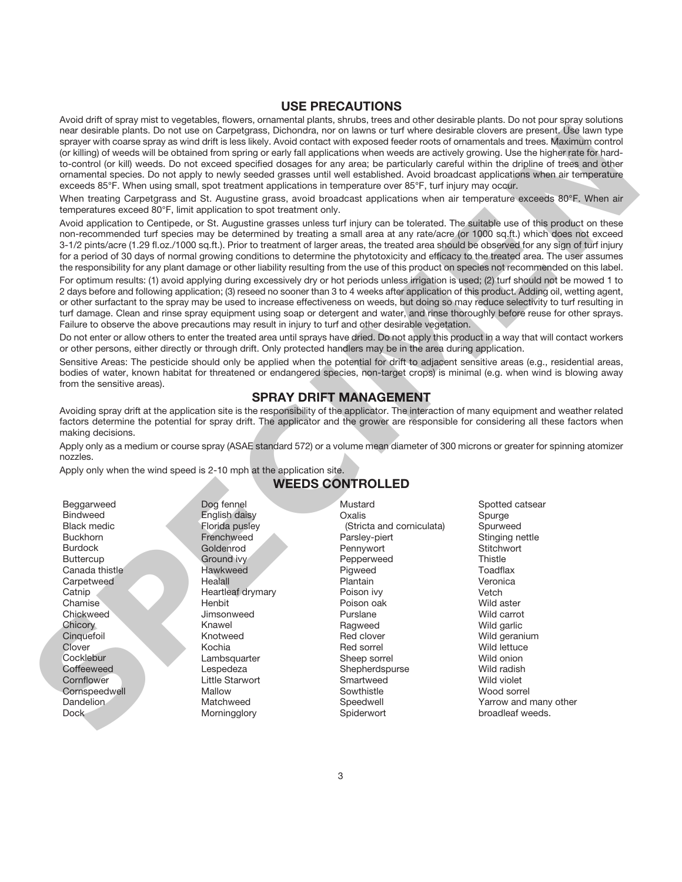## USE PRECAUTIONS

Avoid drift of spray mist to vegetables, flowers, ornamental plants, shrubs, trees and other desirable plants. Do not pour spray solutions near desirable plants. Do not use on Carpetgrass, Dichondra, nor on lawns or turf where desirable clovers are present. Use lawn type sprayer with coarse spray as wind drift is less likely. Avoid contact with exposed feeder roots of ornamentals and trees. Maximum control (or killing) of weeds will be obtained from spring or early fall applications when weeds are actively growing. Use the higher rate for hard-to-control (or kill) weeds. Do not exceed specified dosages for any area; be particularly careful within the dripline of trees and other ornamental species. Do not apply to newly seeded grasses until well established. Avoid broadcast applications when air temperature exceeds 85°F. When using small, spot treatment applications in temperature over 85°F, turf injury may occur.

When treating Carpetgrass and St. Augustine grass, avoid broadcast applications when air temperature exceeds 80°F. When air temperatures exceed 80°F, limit application to spot treatment only.

Avoid application to Centipede, or St. Augustine grasses unless turf injury can be tolerated. The suitable use of this product on these non-recommended turf species may be determined by treating a small area at any rate/acre (or 1000 sq.ft.) which does not exceed 3-1/2 pints/acre (1.29 fl.oz./1000 sq.ft.). Prior to treatment of larger areas, the treated area should be observed for any sign of turf injury for a period of 30 days of normal growing conditions to determine the phytotoxicity and efficacy to the treated area. The user assumes the responsibility for any plant damage or other liability resulting from the use of this product on species not recommended on this label.

For optimum results: (1) avoid applying during excessively dry or hot periods unless irrigation is used; (2) turf should not be mowed 1 to 2 days before and following application; (3) reseed no sooner than 3 to 4 weeks after application of this product. Adding oil, wetting agent, or other surfactant to the spray may be used to increase effectiveness on weeds, but doing so may reduce selectivity to turf resulting in turf damage. Clean and rinse spray equipment using soap or detergent and water, and rinse thoroughly before reuse for other sprays. Failure to observe the above precautions may result in injury to turf and other desirable vegetation.

Do not enter or allow others to enter the treated area until sprays have dried. Do not apply this product in a way that will contact workers or other persons, either directly or through drift. Only protected handlers may be in the area during application.

Sensitive Areas: The pesticide should only be applied when the potential for drift to adjacent sensitive areas (e.g., residential areas, bodies of water, known habitat for threatened or endangered species, non-target crops) is minimal (e.g. when wind is blowing away from the sensitive areas).

## SPRAY DRIFT MANAGEMENT

Avoiding spray drift at the application site is the responsibility of the applicator. The interaction of many equipment and weather related factors determine the potential for spray drift. The applicator and the grower are responsible for considering all these factors when making decisions.

Apply only as a medium or course spray (ASAE standard 572) or a volume mean diameter of 300 microns or greater for spinning atomizer nozzles.

Apply only when the wind speed is 2-10 mph at the application site.

## WEEDS CONTROLLED

Beggarweed
Bindweed
Black medic
Buckhorn
Burdock
Buttercup
Canada thistle
Carpetweed
Catnip
Chamise
Chickweed
Chicory
Cinquefoil
Clover
Cocklebur
Coffeeweed
Cornflower
Cornspeedwell
Dandelion
Dock
Dog fennel
English daisy
Florida pusley
Frenchweed
Goldenrod
Ground ivy
Hawkweed
Healall
Heartleaf drymary
Henbit
Jimsonweed
Knawel
Knotweed
Kochia
Lambsquarter
Lespedeza
Little Starwort
Mallow
Matchweed
Morningglory
Mustard
Oxalis
(Stricta and corniculata)
Parsley-piert
Pennywort
Pepperweed
Pigweed
Plantain
Poison ivy
Poison oak
Purslane
Ragweed
Red clover
Red sorrel
Sheep sorrel
Shepherdspurse
Smartweed
Sowthistle
Speedwell
Spiderwort
Spotted catsear
Spurge
Spurweed
Stinging nettle
Stitchwort
Thistle
Toadflax
Veronica
Vetch
Wild aster
Wild carrot
Wild garlic
Wild geranium
Wild lettuce
Wild onion
Wild radish
Wild violet
Wood sorrel
Yarrow and many other broadleaf weeds.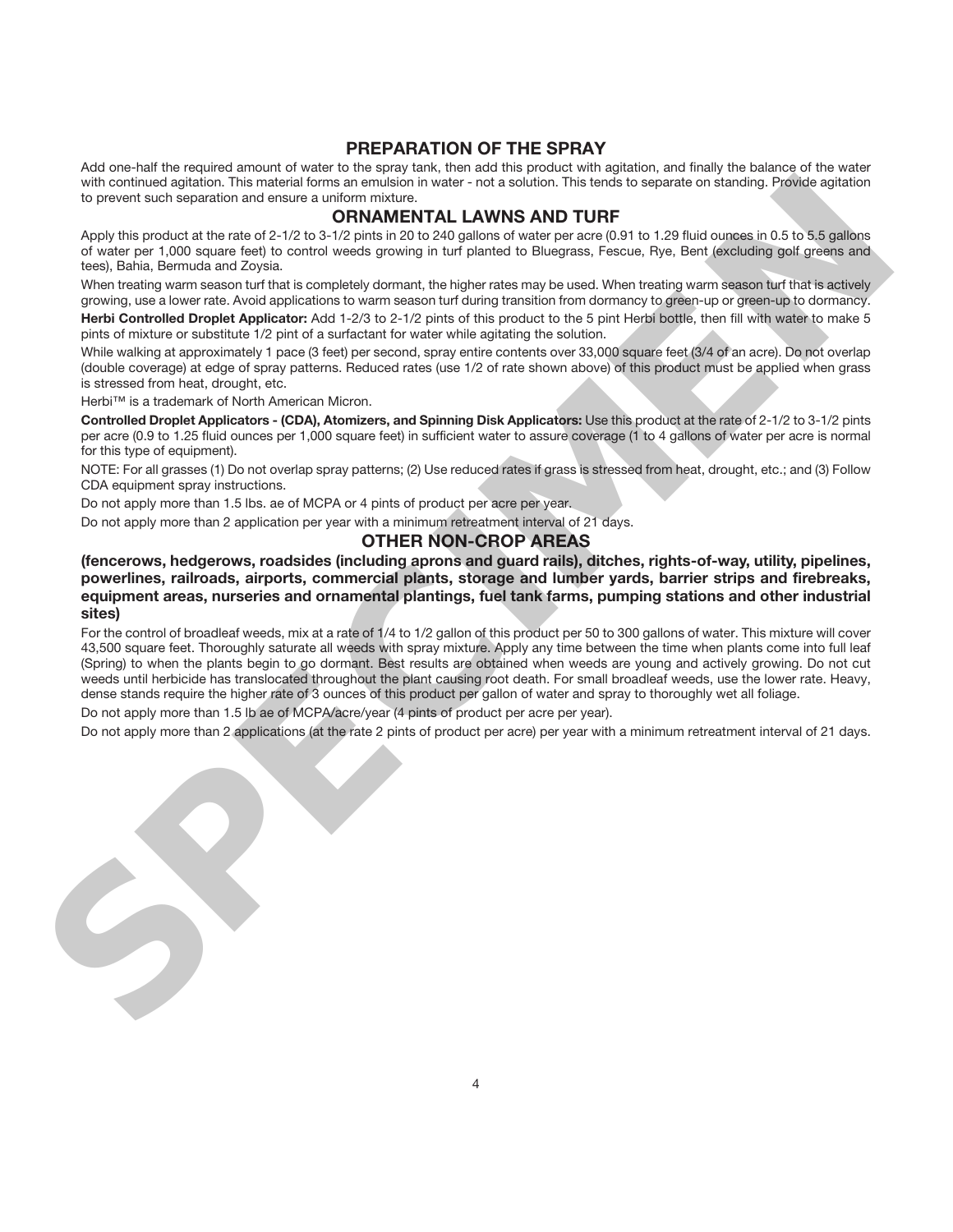## PREPARATION OF THE SPRAY

Add one-half the required amount of water to the spray tank, then add this product with agitation, and finally the balance of the water with continued agitation. This material forms an emulsion in water - not a solution. This tends to separate on standing. Provide agitation to prevent such separation and ensure a uniform mixture.

## ORNAMENTAL LAWNS AND TURF

Apply this product at the rate of 2-1/2 to 3-1/2 pints in 20 to 240 gallons of water per acre (0.91 to 1.29 fluid ounces in 0.5 to 5.5 gallons of water per 1,000 square feet) to control weeds growing in turf planted to Bluegrass, Fescue, Rye, Bent (excluding golf greens and tees), Bahia, Bermuda and Zoysia.

When treating warm season turf that is completely dormant, the higher rates may be used. When treating warm season turf that is actively growing, use a lower rate. Avoid applications to warm season turf during transition from dormancy to green-up or green-up to dormancy.

**Herbi Controlled Droplet Applicator:** Add 1-2/3 to 2-1/2 pints of this product to the 5 pint Herbi bottle, then fill with water to make 5 pints of mixture or substitute 1/2 pint of a surfactant for water while agitating the solution.

While walking at approximately 1 pace (3 feet) per second, spray entire contents over 33,000 square feet (3/4 of an acre). Do not overlap (double coverage) at edge of spray patterns. Reduced rates (use 1/2 of rate shown above) of this product must be applied when grass is stressed from heat, drought, etc.

Herbi™ is a trademark of North American Micron.

**Controlled Droplet Applicators - (CDA), Atomizers, and Spinning Disk Applicators:** Use this product at the rate of 2-1/2 to 3-1/2 pints per acre (0.9 to 1.25 fluid ounces per 1,000 square feet) in sufficient water to assure coverage (1 to 4 gallons of water per acre is normal for this type of equipment).

NOTE: For all grasses (1) Do not overlap spray patterns; (2) Use reduced rates if grass is stressed from heat, drought, etc.; and (3) Follow CDA equipment spray instructions.

Do not apply more than 1.5 lbs. ae of MCPA or 4 pints of product per acre per year.

Do not apply more than 2 application per year with a minimum retreatment interval of 21 days.

## OTHER NON-CROP AREAS

**(fencerows, hedgerows, roadsides (including aprons and guard rails), ditches, rights-of-way, utility, pipelines, powerlines, railroads, airports, commercial plants, storage and lumber yards, barrier strips and firebreaks, equipment areas, nurseries and ornamental plantings, fuel tank farms, pumping stations and other industrial sites)**

For the control of broadleaf weeds, mix at a rate of 1/4 to 1/2 gallon of this product per 50 to 300 gallons of water. This mixture will cover 43,500 square feet. Thoroughly saturate all weeds with spray mixture. Apply any time between the time when plants come into full leaf (Spring) to when the plants begin to go dormant. Best results are obtained when weeds are young and actively growing. Do not cut weeds until herbicide has translocated throughout the plant causing root death. For small broadleaf weeds, use the lower rate. Heavy, dense stands require the higher rate of 3 ounces of this product per gallon of water and spray to thoroughly wet all foliage.

Do not apply more than 1.5 lb ae of MCPA/acre/year (4 pints of product per acre per year).

Do not apply more than 2 applications (at the rate 2 pints of product per acre) per year with a minimum retreatment interval of 21 days.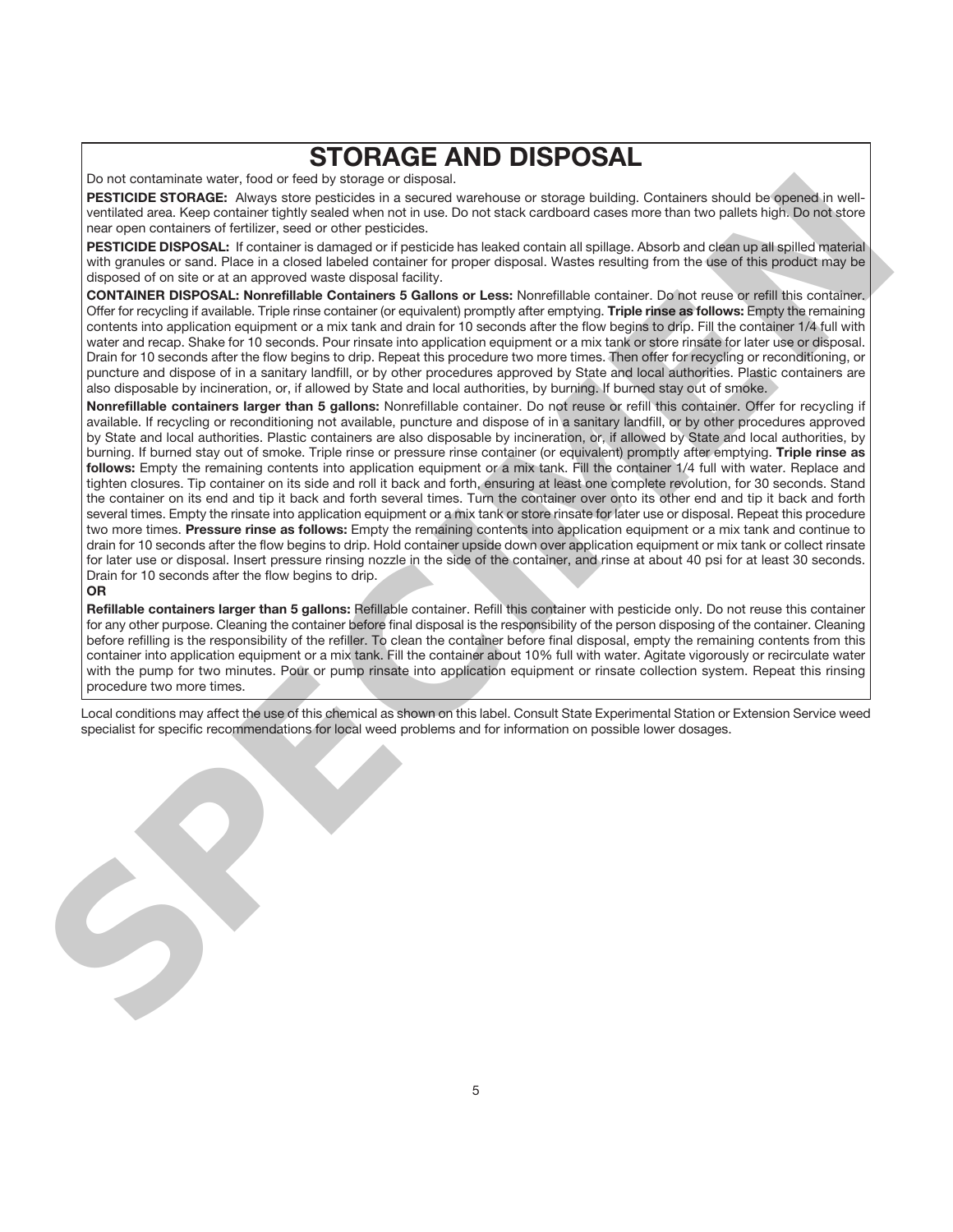# STORAGE AND DISPOSAL

Do not contaminate water, food or feed by storage or disposal.

**PESTICIDE STORAGE:** Always store pesticides in a secured warehouse or storage building. Containers should be opened in well-ventilated area. Keep container tightly sealed when not in use. Do not stack cardboard cases more than two pallets high. Do not store near open containers of fertilizer, seed or other pesticides.

**PESTICIDE DISPOSAL:** If container is damaged or if pesticide has leaked contain all spillage. Absorb and clean up all spilled material with granules or sand. Place in a closed labeled container for proper disposal. Wastes resulting from the use of this product may be disposed of on site or at an approved waste disposal facility.

**CONTAINER DISPOSAL: Nonrefillable Containers 5 Gallons or Less:** Nonrefillable container. Do not reuse or refill this container. Offer for recycling if available. Triple rinse container (or equivalent) promptly after emptying. **Triple rinse as follows:** Empty the remaining contents into application equipment or a mix tank and drain for 10 seconds after the flow begins to drip. Fill the container 1/4 full with water and recap. Shake for 10 seconds. Pour rinsate into application equipment or a mix tank or store rinsate for later use or disposal. Drain for 10 seconds after the flow begins to drip. Repeat this procedure two more times. Then offer for recycling or reconditioning, or puncture and dispose of in a sanitary landfill, or by other procedures approved by State and local authorities. Plastic containers are also disposable by incineration, or, if allowed by State and local authorities, by burning. If burned stay out of smoke.

**Nonrefillable containers larger than 5 gallons:** Nonrefillable container. Do not reuse or refill this container. Offer for recycling if available. If recycling or reconditioning not available, puncture and dispose of in a sanitary landfill, or by other procedures approved by State and local authorities. Plastic containers are also disposable by incineration, or, if allowed by State and local authorities, by burning. If burned stay out of smoke. Triple rinse or pressure rinse container (or equivalent) promptly after emptying. **Triple rinse as follows:** Empty the remaining contents into application equipment or a mix tank. Fill the container 1/4 full with water. Replace and tighten closures. Tip container on its side and roll it back and forth, ensuring at least one complete revolution, for 30 seconds. Stand the container on its end and tip it back and forth several times. Turn the container over onto its other end and tip it back and forth several times. Empty the rinsate into application equipment or a mix tank or store rinsate for later use or disposal. Repeat this procedure two more times. **Pressure rinse as follows:** Empty the remaining contents into application equipment or a mix tank and continue to drain for 10 seconds after the flow begins to drip. Hold container upside down over application equipment or mix tank or collect rinsate for later use or disposal. Insert pressure rinsing nozzle in the side of the container, and rinse at about 40 psi for at least 30 seconds. Drain for 10 seconds after the flow begins to drip.

**OR**

**Refillable containers larger than 5 gallons:** Refillable container. Refill this container with pesticide only. Do not reuse this container for any other purpose. Cleaning the container before final disposal is the responsibility of the person disposing of the container. Cleaning before refilling is the responsibility of the refiller. To clean the container before final disposal, empty the remaining contents from this container into application equipment or a mix tank. Fill the container about 10% full with water. Agitate vigorously or recirculate water with the pump for two minutes. Pour or pump rinsate into application equipment or rinsate collection system. Repeat this rinsing procedure two more times.

Local conditions may affect the use of this chemical as shown on this label. Consult State Experimental Station or Extension Service weed specialist for specific recommendations for local weed problems and for information on possible lower dosages.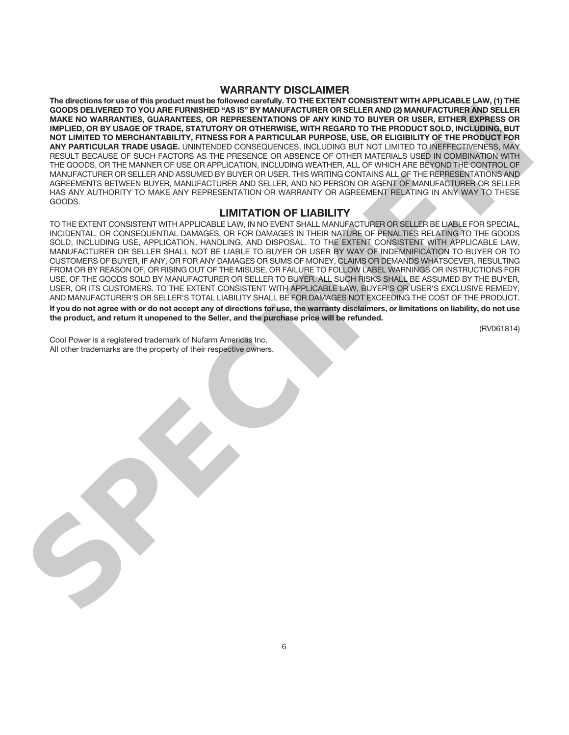## WARRANTY DISCLAIMER

**The directions for use of this product must be followed carefully. TO THE EXTENT CONSISTENT WITH APPLICABLE LAW, (1) THE GOODS DELIVERED TO YOU ARE FURNISHED "AS IS" BY MANUFACTURER OR SELLER AND (2) MANUFACTURER AND SELLER MAKE NO WARRANTIES, GUARANTEES, OR REPRESENTATIONS OF ANY KIND TO BUYER OR USER, EITHER EXPRESS OR IMPLIED, OR BY USAGE OF TRADE, STATUTORY OR OTHERWISE, WITH REGARD TO THE PRODUCT SOLD, INCLUDING, BUT NOT LIMITED TO MERCHANTABILITY, FITNESS FOR A PARTICULAR PURPOSE, USE, OR ELIGIBILITY OF THE PRODUCT FOR ANY PARTICULAR TRADE USAGE.** UNINTENDED CONSEQUENCES, INCLUDING BUT NOT LIMITED TO INEFFECTIVENESS, MAY RESULT BECAUSE OF SUCH FACTORS AS THE PRESENCE OR ABSENCE OF OTHER MATERIALS USED IN COMBINATION WITH THE GOODS, OR THE MANNER OF USE OR APPLICATION, INCLUDING WEATHER, ALL OF WHICH ARE BEYOND THE CONTROL OF MANUFACTURER OR SELLER AND ASSUMED BY BUYER OR USER. THIS WRITING CONTAINS ALL OF THE REPRESENTATIONS AND AGREEMENTS BETWEEN BUYER, MANUFACTURER AND SELLER, AND NO PERSON OR AGENT OF MANUFACTURER OR SELLER HAS ANY AUTHORITY TO MAKE ANY REPRESENTATION OR WARRANTY OR AGREEMENT RELATING IN ANY WAY TO THESE GOODS.

## LIMITATION OF LIABILITY

TO THE EXTENT CONSISTENT WITH APPLICABLE LAW, IN NO EVENT SHALL MANUFACTURER OR SELLER BE LIABLE FOR SPECIAL, INCIDENTAL, OR CONSEQUENTIAL DAMAGES, OR FOR DAMAGES IN THEIR NATURE OF PENALTIES RELATING TO THE GOODS SOLD, INCLUDING USE, APPLICATION, HANDLING, AND DISPOSAL. TO THE EXTENT CONSISTENT WITH APPLICABLE LAW, MANUFACTURER OR SELLER SHALL NOT BE LIABLE TO BUYER OR USER BY WAY OF INDEMNIFICATION TO BUYER OR TO CUSTOMERS OF BUYER, IF ANY, OR FOR ANY DAMAGES OR SUMS OF MONEY, CLAIMS OR DEMANDS WHATSOEVER, RESULTING FROM OR BY REASON OF, OR RISING OUT OF THE MISUSE, OR FAILURE TO FOLLOW LABEL WARNINGS OR INSTRUCTIONS FOR USE, OF THE GOODS SOLD BY MANUFACTURER OR SELLER TO BUYER. ALL SUCH RISKS SHALL BE ASSUMED BY THE BUYER, USER, OR ITS CUSTOMERS. TO THE EXTENT CONSISTENT WITH APPLICABLE LAW, BUYER'S OR USER'S EXCLUSIVE REMEDY, AND MANUFACTURER'S OR SELLER'S TOTAL LIABILITY SHALL BE FOR DAMAGES NOT EXCEEDING THE COST OF THE PRODUCT.

**If you do not agree with or do not accept any of directions for use, the warranty disclaimers, or limitations on liability, do not use the product, and return it unopened to the Seller, and the purchase price will be refunded.**

(RV061814)

Cool Power is a registered trademark of Nufarm Americas Inc.
All other trademarks are the property of their respective owners.